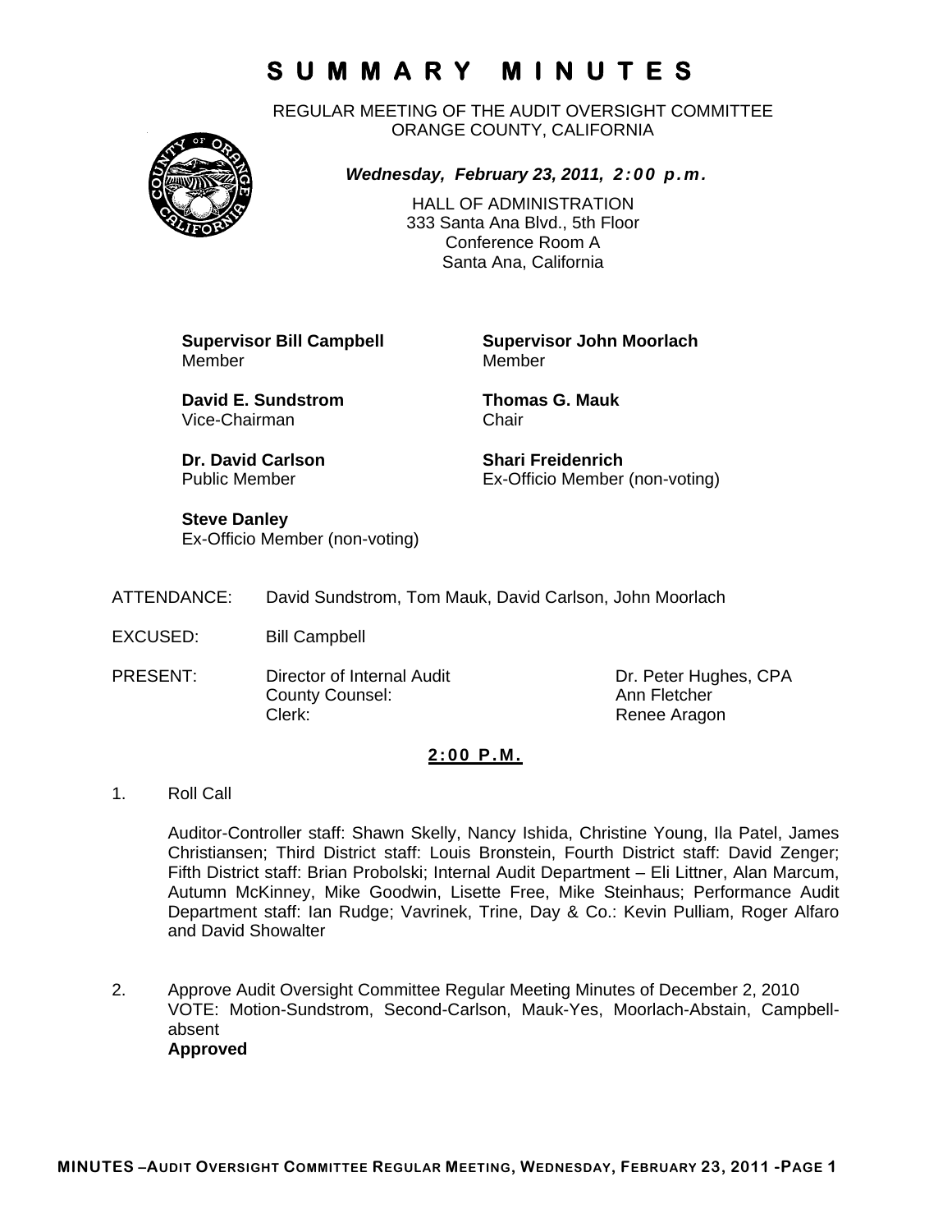# SUMMARY MINUTES

REGULAR MEETING OF THE AUDIT OVERSIGHT COMMITTEE
ORANGE COUNTY, CALIFORNIA

***Wednesday, February 23, 2011, 2:00 p.m.***

HALL OF ADMINISTRATION
333 Santa Ana Blvd., 5th Floor
Conference Room A
Santa Ana, California

**Supervisor Bill Campbell**
Member

**Supervisor John Moorlach**
Member

**David E. Sundstrom**
Vice-Chairman

**Thomas G. Mauk**
Chair

**Dr. David Carlson**
Public Member

**Shari Freidenrich**
Ex-Officio Member (non-voting)

**Steve Danley**
Ex-Officio Member (non-voting)

ATTENDANCE: David Sundstrom, Tom Mauk, David Carlson, John Moorlach

EXCUSED: Bill Campbell

PRESENT:

| | | |
|---|---|---|
| PRESENT: | Director of Internal Audit | Dr. Peter Hughes, CPA |
| | County Counsel: | Ann Fletcher |
| | Clerk: | Renee Aragon |

## 2:00 P.M.

1. Roll Call

   Auditor-Controller staff: Shawn Skelly, Nancy Ishida, Christine Young, Ila Patel, James Christiansen; Third District staff: Louis Bronstein, Fourth District staff: David Zenger; Fifth District staff: Brian Probolski; Internal Audit Department – Eli Littner, Alan Marcum, Autumn McKinney, Mike Goodwin, Lisette Free, Mike Steinhaus; Performance Audit Department staff: Ian Rudge; Vavrinek, Trine, Day & Co.: Kevin Pulliam, Roger Alfaro and David Showalter

2. Approve Audit Oversight Committee Regular Meeting Minutes of December 2, 2010
   VOTE: Motion-Sundstrom, Second-Carlson, Mauk-Yes, Moorlach-Abstain, Campbell-absent
   **Approved**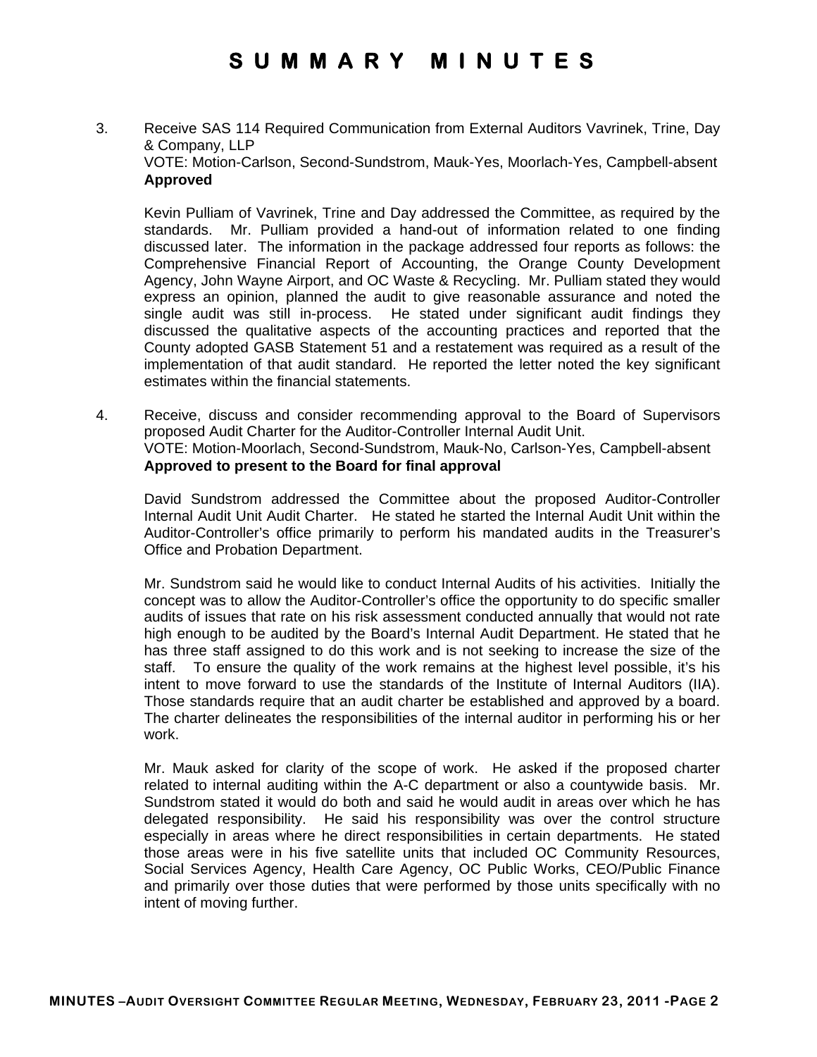# SUMMARY MINUTES

3. Receive SAS 114 Required Communication from External Auditors Vavrinek, Trine, Day & Company, LLP
   VOTE: Motion-Carlson, Second-Sundstrom, Mauk-Yes, Moorlach-Yes, Campbell-absent
   **Approved**

   Kevin Pulliam of Vavrinek, Trine and Day addressed the Committee, as required by the standards. Mr. Pulliam provided a hand-out of information related to one finding discussed later. The information in the package addressed four reports as follows: the Comprehensive Financial Report of Accounting, the Orange County Development Agency, John Wayne Airport, and OC Waste & Recycling. Mr. Pulliam stated they would express an opinion, planned the audit to give reasonable assurance and noted the single audit was still in-process. He stated under significant audit findings they discussed the qualitative aspects of the accounting practices and reported that the County adopted GASB Statement 51 and a restatement was required as a result of the implementation of that audit standard. He reported the letter noted the key significant estimates within the financial statements.

4. Receive, discuss and consider recommending approval to the Board of Supervisors proposed Audit Charter for the Auditor-Controller Internal Audit Unit.
   VOTE: Motion-Moorlach, Second-Sundstrom, Mauk-No, Carlson-Yes, Campbell-absent
   **Approved to present to the Board for final approval**

   David Sundstrom addressed the Committee about the proposed Auditor-Controller Internal Audit Unit Audit Charter. He stated he started the Internal Audit Unit within the Auditor-Controller's office primarily to perform his mandated audits in the Treasurer's Office and Probation Department.

   Mr. Sundstrom said he would like to conduct Internal Audits of his activities. Initially the concept was to allow the Auditor-Controller's office the opportunity to do specific smaller audits of issues that rate on his risk assessment conducted annually that would not rate high enough to be audited by the Board's Internal Audit Department. He stated that he has three staff assigned to do this work and is not seeking to increase the size of the staff. To ensure the quality of the work remains at the highest level possible, it's his intent to move forward to use the standards of the Institute of Internal Auditors (IIA). Those standards require that an audit charter be established and approved by a board. The charter delineates the responsibilities of the internal auditor in performing his or her work.

   Mr. Mauk asked for clarity of the scope of work. He asked if the proposed charter related to internal auditing within the A-C department or also a countywide basis. Mr. Sundstrom stated it would do both and said he would audit in areas over which he has delegated responsibility. He said his responsibility was over the control structure especially in areas where he direct responsibilities in certain departments. He stated those areas were in his five satellite units that included OC Community Resources, Social Services Agency, Health Care Agency, OC Public Works, CEO/Public Finance and primarily over those duties that were performed by those units specifically with no intent of moving further.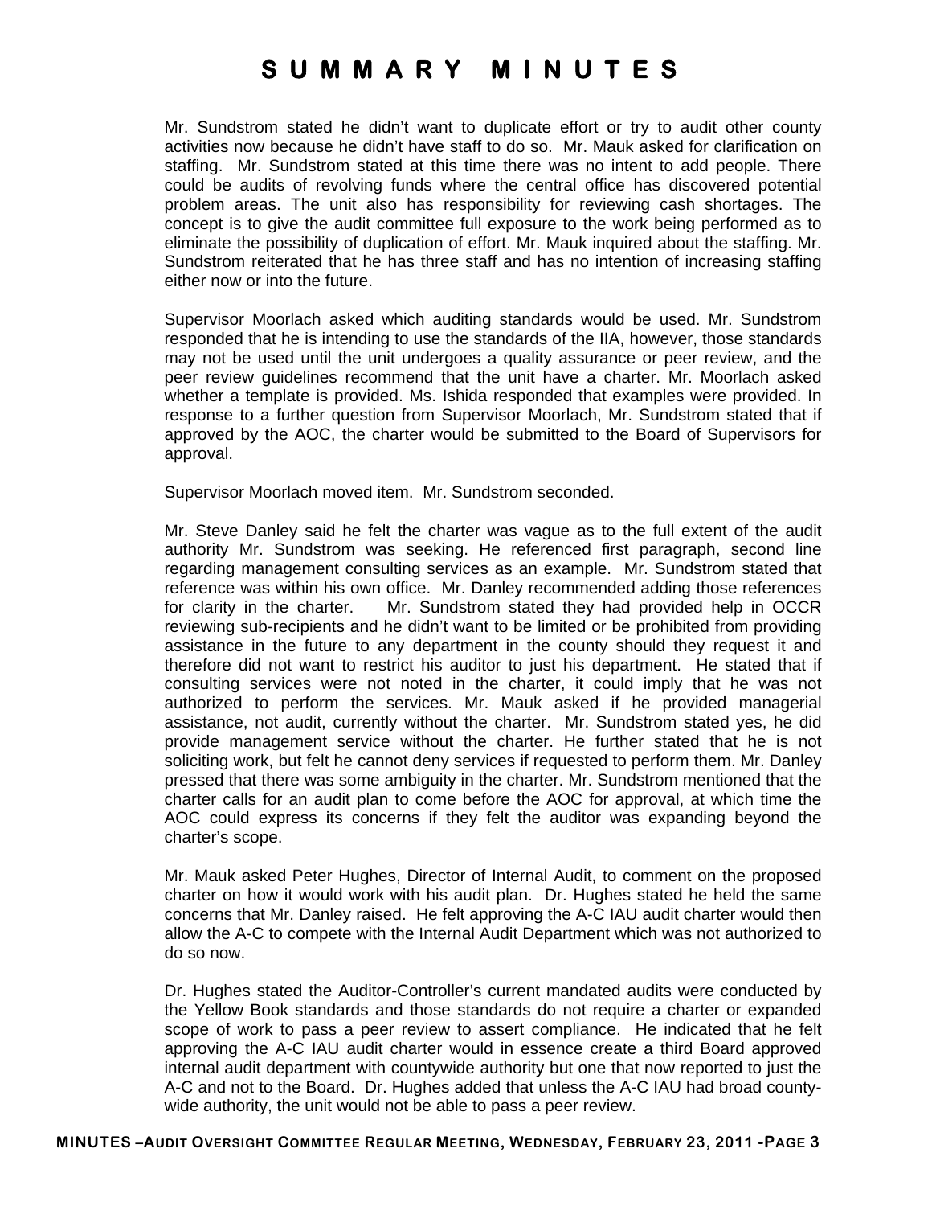Mr. Sundstrom stated he didn't want to duplicate effort or try to audit other county activities now because he didn't have staff to do so. Mr. Mauk asked for clarification on staffing. Mr. Sundstrom stated at this time there was no intent to add people. There could be audits of revolving funds where the central office has discovered potential problem areas. The unit also has responsibility for reviewing cash shortages. The concept is to give the audit committee full exposure to the work being performed as to eliminate the possibility of duplication of effort. Mr. Mauk inquired about the staffing. Mr. Sundstrom reiterated that he has three staff and has no intention of increasing staffing either now or into the future.

Supervisor Moorlach asked which auditing standards would be used. Mr. Sundstrom responded that he is intending to use the standards of the IIA, however, those standards may not be used until the unit undergoes a quality assurance or peer review, and the peer review guidelines recommend that the unit have a charter. Mr. Moorlach asked whether a template is provided. Ms. Ishida responded that examples were provided. In response to a further question from Supervisor Moorlach, Mr. Sundstrom stated that if approved by the AOC, the charter would be submitted to the Board of Supervisors for approval.

Supervisor Moorlach moved item. Mr. Sundstrom seconded.

Mr. Steve Danley said he felt the charter was vague as to the full extent of the audit authority Mr. Sundstrom was seeking. He referenced first paragraph, second line regarding management consulting services as an example. Mr. Sundstrom stated that reference was within his own office. Mr. Danley recommended adding those references for clarity in the charter. Mr. Sundstrom stated they had provided help in OCCR reviewing sub-recipients and he didn't want to be limited or be prohibited from providing assistance in the future to any department in the county should they request it and therefore did not want to restrict his auditor to just his department. He stated that if consulting services were not noted in the charter, it could imply that he was not authorized to perform the services. Mr. Mauk asked if he provided managerial assistance, not audit, currently without the charter. Mr. Sundstrom stated yes, he did provide management service without the charter. He further stated that he is not soliciting work, but felt he cannot deny services if requested to perform them. Mr. Danley pressed that there was some ambiguity in the charter. Mr. Sundstrom mentioned that the charter calls for an audit plan to come before the AOC for approval, at which time the AOC could express its concerns if they felt the auditor was expanding beyond the charter's scope.

Mr. Mauk asked Peter Hughes, Director of Internal Audit, to comment on the proposed charter on how it would work with his audit plan. Dr. Hughes stated he held the same concerns that Mr. Danley raised. He felt approving the A-C IAU audit charter would then allow the A-C to compete with the Internal Audit Department which was not authorized to do so now.

Dr. Hughes stated the Auditor-Controller's current mandated audits were conducted by the Yellow Book standards and those standards do not require a charter or expanded scope of work to pass a peer review to assert compliance. He indicated that he felt approving the A-C IAU audit charter would in essence create a third Board approved internal audit department with countywide authority but one that now reported to just the A-C and not to the Board. Dr. Hughes added that unless the A-C IAU had broad county-wide authority, the unit would not be able to pass a peer review.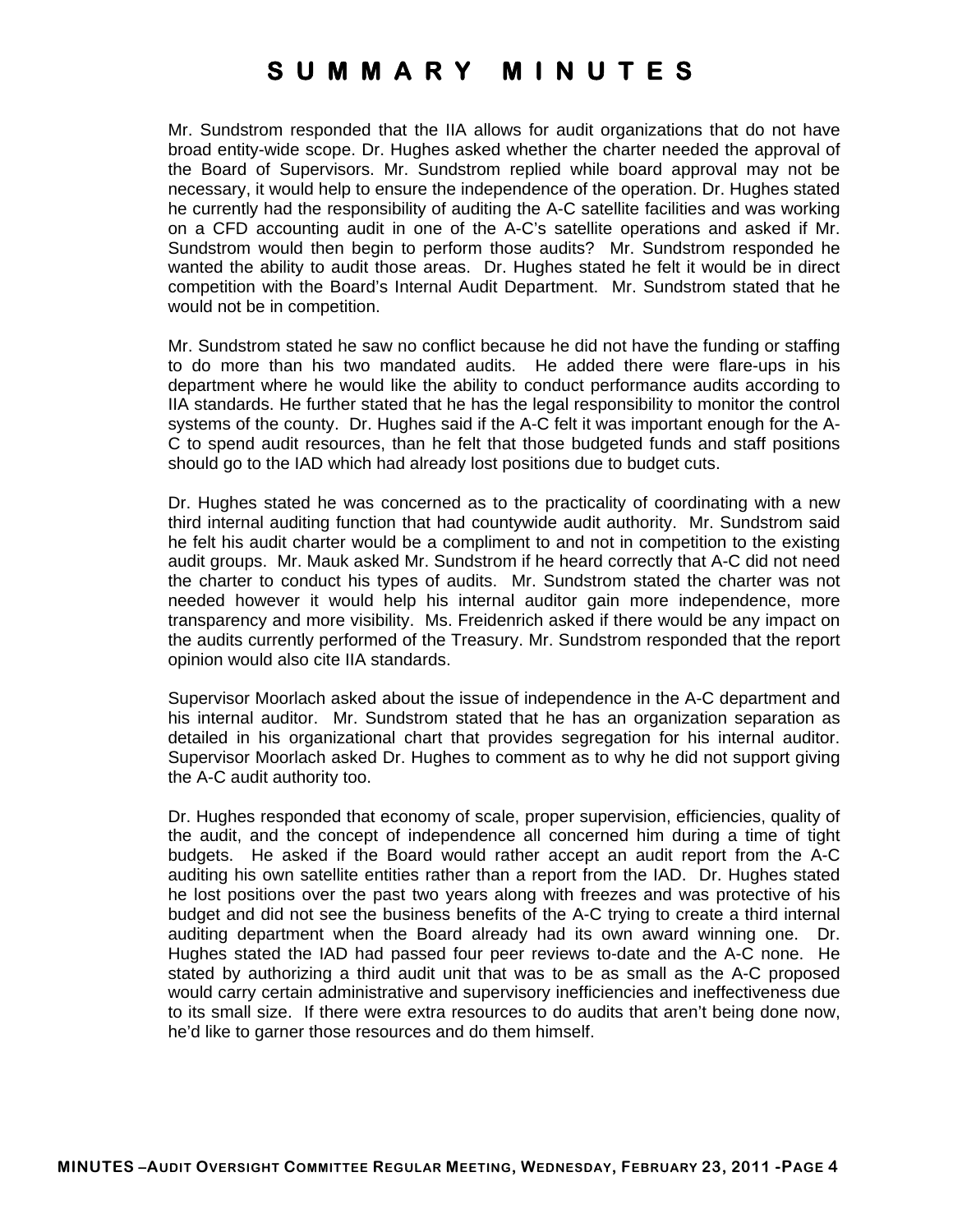Mr. Sundstrom responded that the IIA allows for audit organizations that do not have broad entity-wide scope. Dr. Hughes asked whether the charter needed the approval of the Board of Supervisors. Mr. Sundstrom replied while board approval may not be necessary, it would help to ensure the independence of the operation. Dr. Hughes stated he currently had the responsibility of auditing the A-C satellite facilities and was working on a CFD accounting audit in one of the A-C's satellite operations and asked if Mr. Sundstrom would then begin to perform those audits? Mr. Sundstrom responded he wanted the ability to audit those areas. Dr. Hughes stated he felt it would be in direct competition with the Board's Internal Audit Department. Mr. Sundstrom stated that he would not be in competition.

Mr. Sundstrom stated he saw no conflict because he did not have the funding or staffing to do more than his two mandated audits. He added there were flare-ups in his department where he would like the ability to conduct performance audits according to IIA standards. He further stated that he has the legal responsibility to monitor the control systems of the county. Dr. Hughes said if the A-C felt it was important enough for the A-C to spend audit resources, than he felt that those budgeted funds and staff positions should go to the IAD which had already lost positions due to budget cuts.

Dr. Hughes stated he was concerned as to the practicality of coordinating with a new third internal auditing function that had countywide audit authority. Mr. Sundstrom said he felt his audit charter would be a compliment to and not in competition to the existing audit groups. Mr. Mauk asked Mr. Sundstrom if he heard correctly that A-C did not need the charter to conduct his types of audits. Mr. Sundstrom stated the charter was not needed however it would help his internal auditor gain more independence, more transparency and more visibility. Ms. Freidenrich asked if there would be any impact on the audits currently performed of the Treasury. Mr. Sundstrom responded that the report opinion would also cite IIA standards.

Supervisor Moorlach asked about the issue of independence in the A-C department and his internal auditor. Mr. Sundstrom stated that he has an organization separation as detailed in his organizational chart that provides segregation for his internal auditor. Supervisor Moorlach asked Dr. Hughes to comment as to why he did not support giving the A-C audit authority too.

Dr. Hughes responded that economy of scale, proper supervision, efficiencies, quality of the audit, and the concept of independence all concerned him during a time of tight budgets. He asked if the Board would rather accept an audit report from the A-C auditing his own satellite entities rather than a report from the IAD. Dr. Hughes stated he lost positions over the past two years along with freezes and was protective of his budget and did not see the business benefits of the A-C trying to create a third internal auditing department when the Board already had its own award winning one. Dr. Hughes stated the IAD had passed four peer reviews to-date and the A-C none. He stated by authorizing a third audit unit that was to be as small as the A-C proposed would carry certain administrative and supervisory inefficiencies and ineffectiveness due to its small size. If there were extra resources to do audits that aren't being done now, he'd like to garner those resources and do them himself.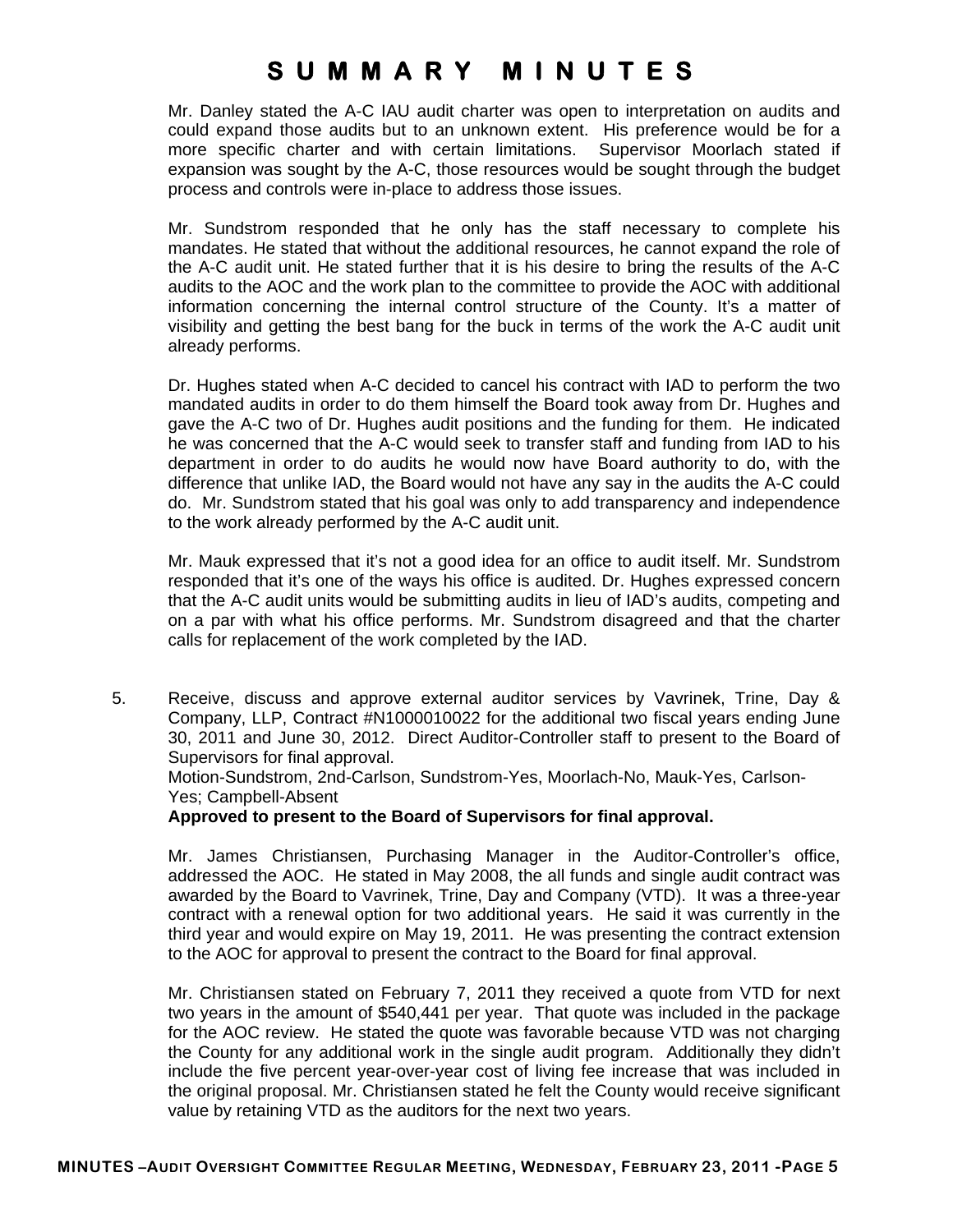Mr. Danley stated the A-C IAU audit charter was open to interpretation on audits and could expand those audits but to an unknown extent. His preference would be for a more specific charter and with certain limitations. Supervisor Moorlach stated if expansion was sought by the A-C, those resources would be sought through the budget process and controls were in-place to address those issues.

Mr. Sundstrom responded that he only has the staff necessary to complete his mandates. He stated that without the additional resources, he cannot expand the role of the A-C audit unit. He stated further that it is his desire to bring the results of the A-C audits to the AOC and the work plan to the committee to provide the AOC with additional information concerning the internal control structure of the County. It's a matter of visibility and getting the best bang for the buck in terms of the work the A-C audit unit already performs.

Dr. Hughes stated when A-C decided to cancel his contract with IAD to perform the two mandated audits in order to do them himself the Board took away from Dr. Hughes and gave the A-C two of Dr. Hughes audit positions and the funding for them. He indicated he was concerned that the A-C would seek to transfer staff and funding from IAD to his department in order to do audits he would now have Board authority to do, with the difference that unlike IAD, the Board would not have any say in the audits the A-C could do. Mr. Sundstrom stated that his goal was only to add transparency and independence to the work already performed by the A-C audit unit.

Mr. Mauk expressed that it's not a good idea for an office to audit itself. Mr. Sundstrom responded that it's one of the ways his office is audited. Dr. Hughes expressed concern that the A-C audit units would be submitting audits in lieu of IAD's audits, competing and on a par with what his office performs. Mr. Sundstrom disagreed and that the charter calls for replacement of the work completed by the IAD.

5. Receive, discuss and approve external auditor services by Vavrinek, Trine, Day & Company, LLP, Contract #N1000010022 for the additional two fiscal years ending June 30, 2011 and June 30, 2012. Direct Auditor-Controller staff to present to the Board of Supervisors for final approval.
   Motion-Sundstrom, 2nd-Carlson, Sundstrom-Yes, Moorlach-No, Mauk-Yes, Carlson-Yes; Campbell-Absent
   **Approved to present to the Board of Supervisors for final approval.**

   Mr. James Christiansen, Purchasing Manager in the Auditor-Controller's office, addressed the AOC. He stated in May 2008, the all funds and single audit contract was awarded by the Board to Vavrinek, Trine, Day and Company (VTD). It was a three-year contract with a renewal option for two additional years. He said it was currently in the third year and would expire on May 19, 2011. He was presenting the contract extension to the AOC for approval to present the contract to the Board for final approval.

   Mr. Christiansen stated on February 7, 2011 they received a quote from VTD for next two years in the amount of $540,441 per year. That quote was included in the package for the AOC review. He stated the quote was favorable because VTD was not charging the County for any additional work in the single audit program. Additionally they didn't include the five percent year-over-year cost of living fee increase that was included in the original proposal. Mr. Christiansen stated he felt the County would receive significant value by retaining VTD as the auditors for the next two years.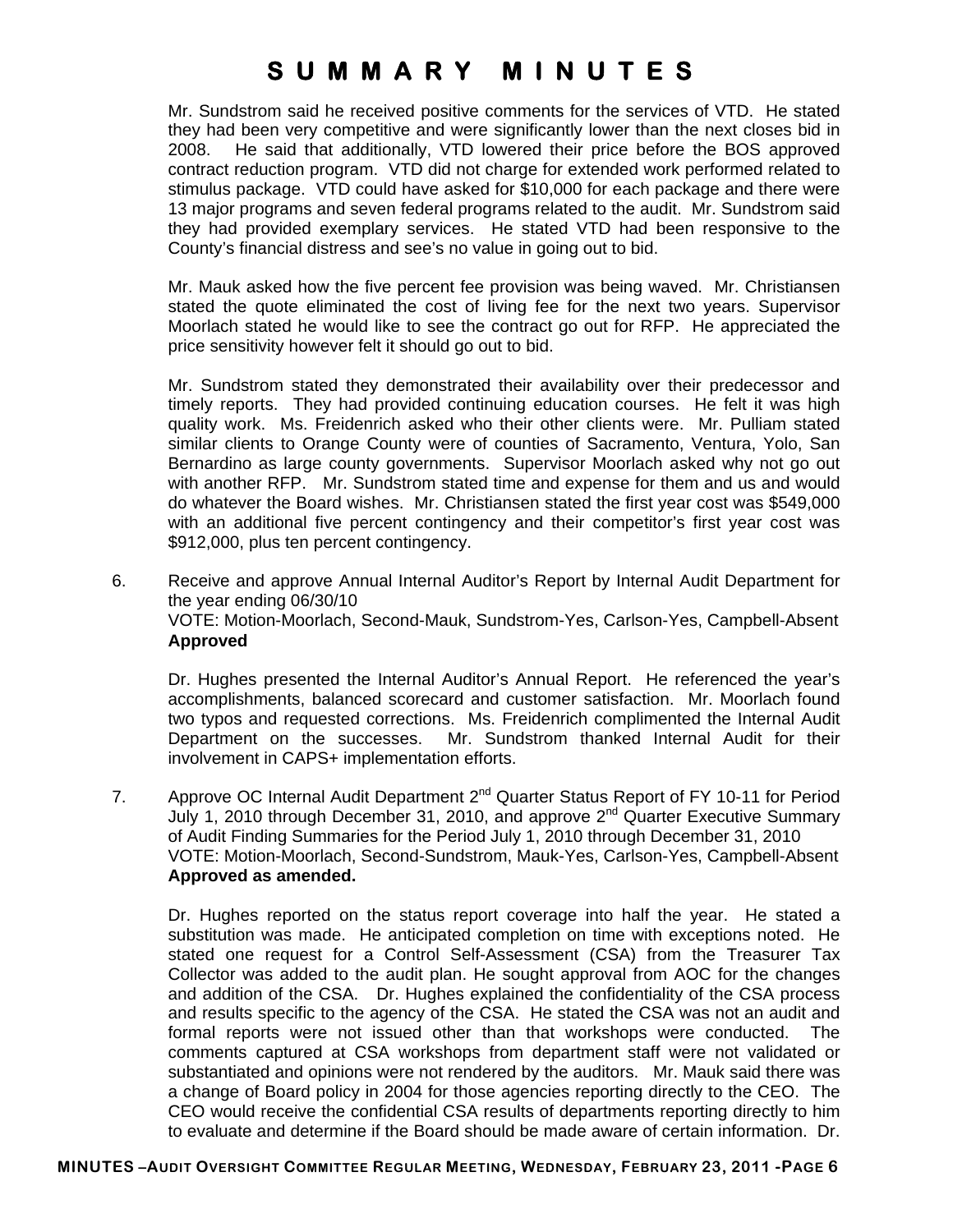Mr. Sundstrom said he received positive comments for the services of VTD. He stated they had been very competitive and were significantly lower than the next closes bid in 2008. He said that additionally, VTD lowered their price before the BOS approved contract reduction program. VTD did not charge for extended work performed related to stimulus package. VTD could have asked for $10,000 for each package and there were 13 major programs and seven federal programs related to the audit. Mr. Sundstrom said they had provided exemplary services. He stated VTD had been responsive to the County's financial distress and see's no value in going out to bid.

Mr. Mauk asked how the five percent fee provision was being waved. Mr. Christiansen stated the quote eliminated the cost of living fee for the next two years. Supervisor Moorlach stated he would like to see the contract go out for RFP. He appreciated the price sensitivity however felt it should go out to bid.

Mr. Sundstrom stated they demonstrated their availability over their predecessor and timely reports. They had provided continuing education courses. He felt it was high quality work. Ms. Freidenrich asked who their other clients were. Mr. Pulliam stated similar clients to Orange County were of counties of Sacramento, Ventura, Yolo, San Bernardino as large county governments. Supervisor Moorlach asked why not go out with another RFP. Mr. Sundstrom stated time and expense for them and us and would do whatever the Board wishes. Mr. Christiansen stated the first year cost was $549,000 with an additional five percent contingency and their competitor's first year cost was $912,000, plus ten percent contingency.

6. Receive and approve Annual Internal Auditor's Report by Internal Audit Department for the year ending 06/30/10
   VOTE: Motion-Moorlach, Second-Mauk, Sundstrom-Yes, Carlson-Yes, Campbell-Absent
   **Approved**

   Dr. Hughes presented the Internal Auditor's Annual Report. He referenced the year's accomplishments, balanced scorecard and customer satisfaction. Mr. Moorlach found two typos and requested corrections. Ms. Freidenrich complimented the Internal Audit Department on the successes. Mr. Sundstrom thanked Internal Audit for their involvement in CAPS+ implementation efforts.

7. Approve OC Internal Audit Department 2nd Quarter Status Report of FY 10-11 for Period July 1, 2010 through December 31, 2010, and approve 2nd Quarter Executive Summary of Audit Finding Summaries for the Period July 1, 2010 through December 31, 2010
   VOTE: Motion-Moorlach, Second-Sundstrom, Mauk-Yes, Carlson-Yes, Campbell-Absent
   **Approved as amended.**

   Dr. Hughes reported on the status report coverage into half the year. He stated a substitution was made. He anticipated completion on time with exceptions noted. He stated one request for a Control Self-Assessment (CSA) from the Treasurer Tax Collector was added to the audit plan. He sought approval from AOC for the changes and addition of the CSA. Dr. Hughes explained the confidentiality of the CSA process and results specific to the agency of the CSA. He stated the CSA was not an audit and formal reports were not issued other than that workshops were conducted. The comments captured at CSA workshops from department staff were not validated or substantiated and opinions were not rendered by the auditors. Mr. Mauk said there was a change of Board policy in 2004 for those agencies reporting directly to the CEO. The CEO would receive the confidential CSA results of departments reporting directly to him to evaluate and determine if the Board should be made aware of certain information. Dr.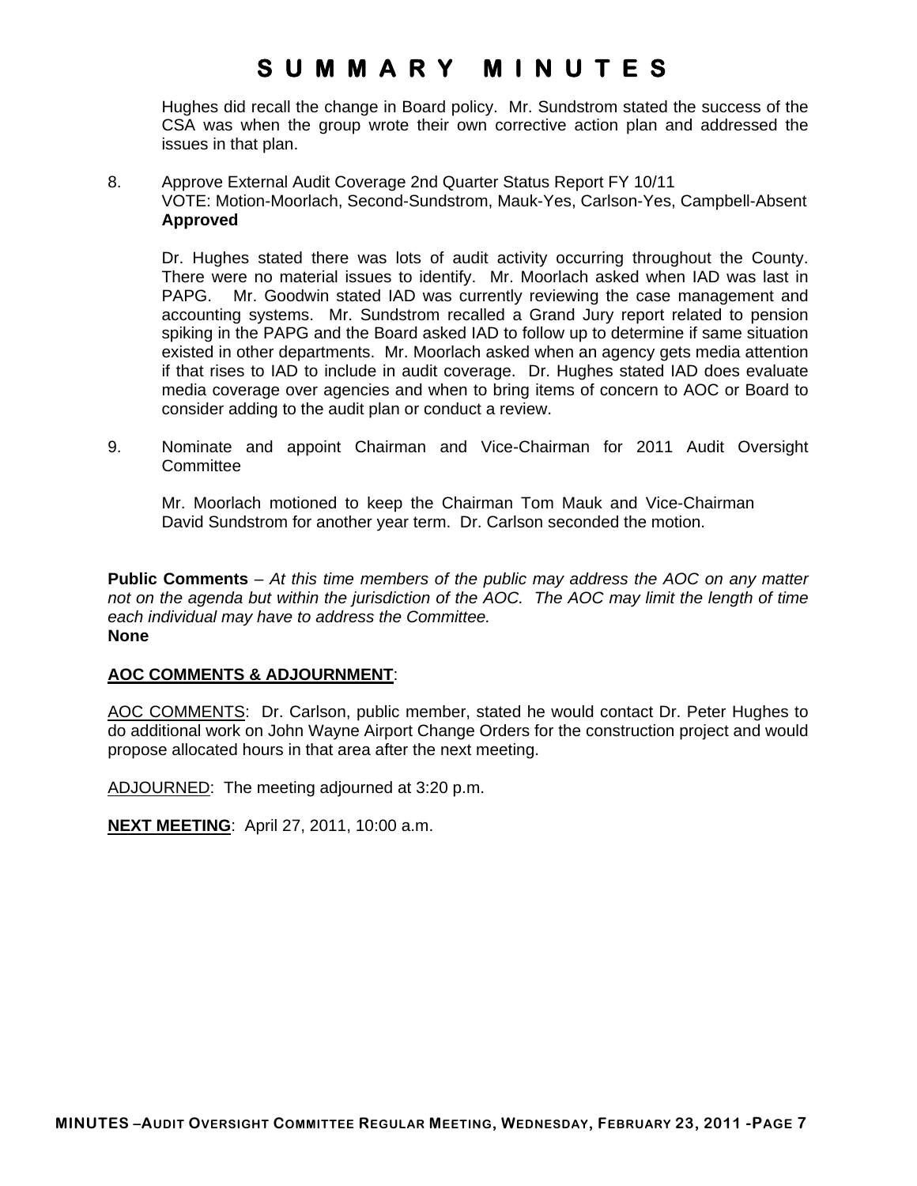Hughes did recall the change in Board policy. Mr. Sundstrom stated the success of the CSA was when the group wrote their own corrective action plan and addressed the issues in that plan.

8. Approve External Audit Coverage 2nd Quarter Status Report FY 10/11
   VOTE: Motion-Moorlach, Second-Sundstrom, Mauk-Yes, Carlson-Yes, Campbell-Absent
   **Approved**

   Dr. Hughes stated there was lots of audit activity occurring throughout the County. There were no material issues to identify. Mr. Moorlach asked when IAD was last in PAPG. Mr. Goodwin stated IAD was currently reviewing the case management and accounting systems. Mr. Sundstrom recalled a Grand Jury report related to pension spiking in the PAPG and the Board asked IAD to follow up to determine if same situation existed in other departments. Mr. Moorlach asked when an agency gets media attention if that rises to IAD to include in audit coverage. Dr. Hughes stated IAD does evaluate media coverage over agencies and when to bring items of concern to AOC or Board to consider adding to the audit plan or conduct a review.

9. Nominate and appoint Chairman and Vice-Chairman for 2011 Audit Oversight Committee

   Mr. Moorlach motioned to keep the Chairman Tom Mauk and Vice-Chairman David Sundstrom for another year term. Dr. Carlson seconded the motion.

**Public Comments** – *At this time members of the public may address the AOC on any matter not on the agenda but within the jurisdiction of the AOC. The AOC may limit the length of time each individual may have to address the Committee.*
**None**

**AOC COMMENTS & ADJOURNMENT**:

AOC COMMENTS: Dr. Carlson, public member, stated he would contact Dr. Peter Hughes to do additional work on John Wayne Airport Change Orders for the construction project and would propose allocated hours in that area after the next meeting.

ADJOURNED: The meeting adjourned at 3:20 p.m.

**NEXT MEETING**: April 27, 2011, 10:00 a.m.